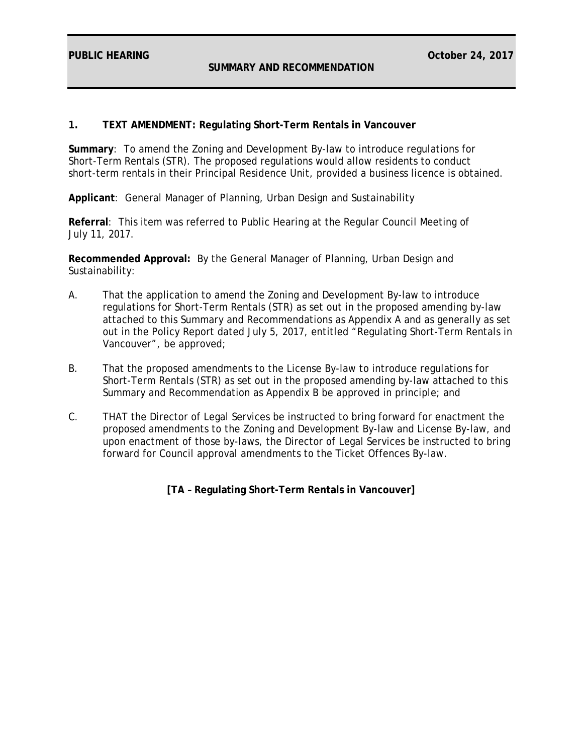**PUBLIC HEARING** **October 24, 2017**

**SUMMARY AND RECOMMENDATION**

**1. TEXT AMENDMENT: Regulating Short-Term Rentals in Vancouver**

**Summary**: To amend the Zoning and Development By-law to introduce regulations for Short-Term Rentals (STR). The proposed regulations would allow residents to conduct short-term rentals in their Principal Residence Unit, provided a business licence is obtained.

**Applicant**: General Manager of Planning, Urban Design and Sustainability

**Referral**: This item was referred to Public Hearing at the Regular Council Meeting of July 11, 2017.

**Recommended Approval:** By the General Manager of Planning, Urban Design and Sustainability:

A. That the application to amend the Zoning and Development By-law to introduce regulations for Short-Term Rentals (STR) as set out in the proposed amending by-law attached to this Summary and Recommendations as Appendix A and as generally as set out in the Policy Report dated July 5, 2017, entitled "Regulating Short-Term Rentals in Vancouver", be approved;

B. That the proposed amendments to the License By-law to introduce regulations for Short-Term Rentals (STR) as set out in the proposed amending by-law attached to this Summary and Recommendation as Appendix B be approved in principle; and

C. THAT the Director of Legal Services be instructed to bring forward for enactment the proposed amendments to the Zoning and Development By-law and License By-law, and upon enactment of those by-laws, the Director of Legal Services be instructed to bring forward for Council approval amendments to the Ticket Offences By-law.

**[TA – Regulating Short-Term Rentals in Vancouver]**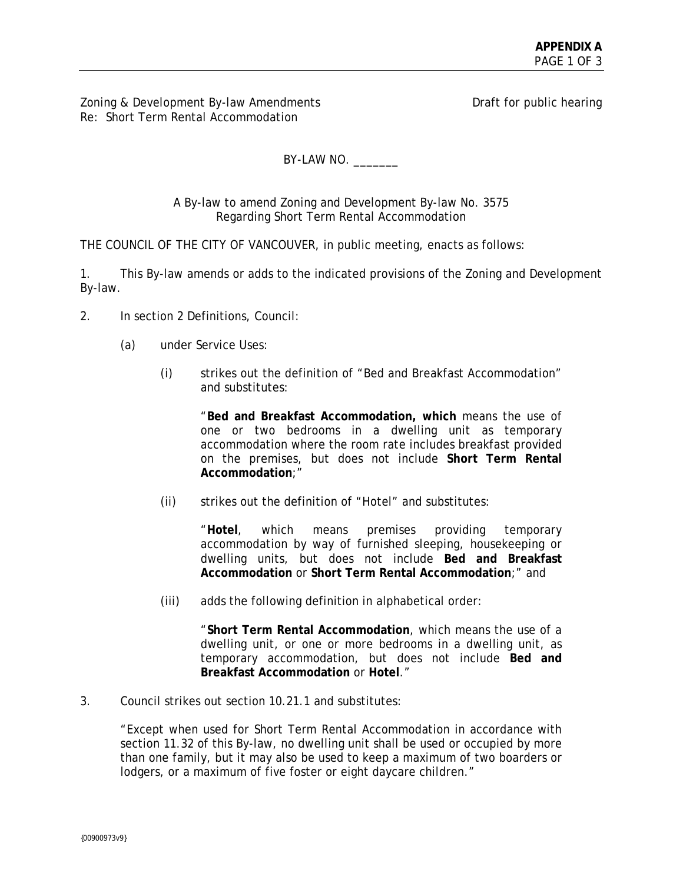Zoning & Development By-law Amendments
Re: Short Term Rental Accommodation

Draft for public hearing

BY-LAW NO. _______

A By-law to amend Zoning and Development By-law No. 3575
Regarding Short Term Rental Accommodation

THE COUNCIL OF THE CITY OF VANCOUVER, in public meeting, enacts as follows:

1. This By-law amends or adds to the indicated provisions of the Zoning and Development By-law.

2. In section 2 Definitions, Council:

   (a) under Service Uses:

      (i) strikes out the definition of "Bed and Breakfast Accommodation" and substitutes:

      "**Bed and Breakfast Accommodation, which** means the use of one or two bedrooms in a dwelling unit as temporary accommodation where the room rate includes breakfast provided on the premises, but does not include **Short Term Rental Accommodation**;"

      (ii) strikes out the definition of "Hotel" and substitutes:

      "**Hotel**, which means premises providing temporary accommodation by way of furnished sleeping, housekeeping or dwelling units, but does not include **Bed and Breakfast Accommodation** or **Short Term Rental Accommodation**;" and

      (iii) adds the following definition in alphabetical order:

      "**Short Term Rental Accommodation**, which means the use of a dwelling unit, or one or more bedrooms in a dwelling unit, as temporary accommodation, but does not include **Bed and Breakfast Accommodation** or **Hotel**."

3. Council strikes out section 10.21.1 and substitutes:

   "Except when used for Short Term Rental Accommodation in accordance with section 11.32 of this By-law, no dwelling unit shall be used or occupied by more than one family, but it may also be used to keep a maximum of two boarders or lodgers, or a maximum of five foster or eight daycare children."

{00900973v9}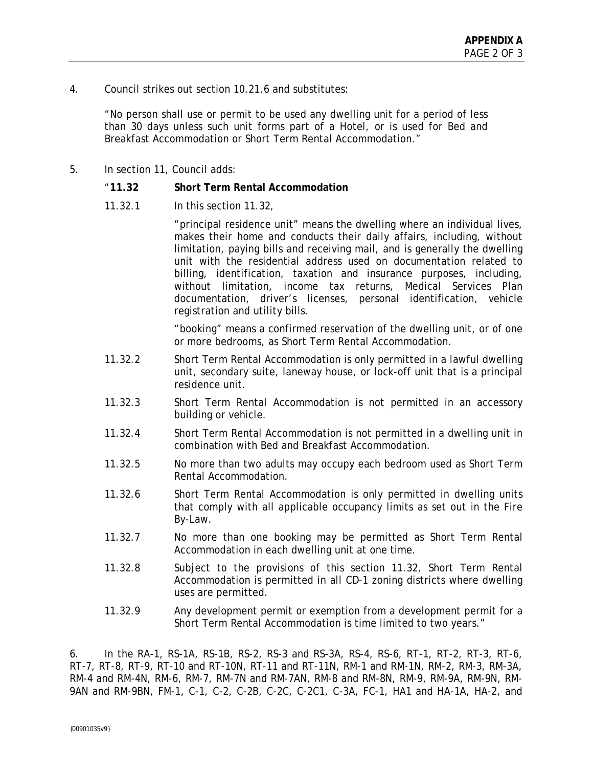4. Council strikes out section 10.21.6 and substitutes:

"No person shall use or permit to be used any dwelling unit for a period of less than 30 days unless such unit forms part of a Hotel, or is used for Bed and Breakfast Accommodation or Short Term Rental Accommodation."

5. In section 11, Council adds:

"**11.32 Short Term Rental Accommodation**

11.32.1 In this section 11.32,

"principal residence unit" means the dwelling where an individual lives, makes their home and conducts their daily affairs, including, without limitation, paying bills and receiving mail, and is generally the dwelling unit with the residential address used on documentation related to billing, identification, taxation and insurance purposes, including, without limitation, income tax returns, Medical Services Plan documentation, driver's licenses, personal identification, vehicle registration and utility bills.

"booking" means a confirmed reservation of the dwelling unit, or of one or more bedrooms, as Short Term Rental Accommodation.

11.32.2 Short Term Rental Accommodation is only permitted in a lawful dwelling unit, secondary suite, laneway house, or lock-off unit that is a principal residence unit.

11.32.3 Short Term Rental Accommodation is not permitted in an accessory building or vehicle.

11.32.4 Short Term Rental Accommodation is not permitted in a dwelling unit in combination with Bed and Breakfast Accommodation.

11.32.5 No more than two adults may occupy each bedroom used as Short Term Rental Accommodation.

11.32.6 Short Term Rental Accommodation is only permitted in dwelling units that comply with all applicable occupancy limits as set out in the Fire By-Law.

11.32.7 No more than one booking may be permitted as Short Term Rental Accommodation in each dwelling unit at one time.

11.32.8 Subject to the provisions of this section 11.32, Short Term Rental Accommodation is permitted in all CD-1 zoning districts where dwelling uses are permitted.

11.32.9 Any development permit or exemption from a development permit for a Short Term Rental Accommodation is time limited to two years."

6. In the RA-1, RS-1A, RS-1B, RS-2, RS-3 and RS-3A, RS-4, RS-6, RT-1, RT-2, RT-3, RT-6, RT-7, RT-8, RT-9, RT-10 and RT-10N, RT-11 and RT-11N, RM-1 and RM-1N, RM-2, RM-3, RM-3A, RM-4 and RM-4N, RM-6, RM-7, RM-7N and RM-7AN, RM-8 and RM-8N, RM-9, RM-9A, RM-9N, RM-9AN and RM-9BN, FM-1, C-1, C-2, C-2B, C-2C, C-2C1, C-3A, FC-1, HA1 and HA-1A, HA-2, and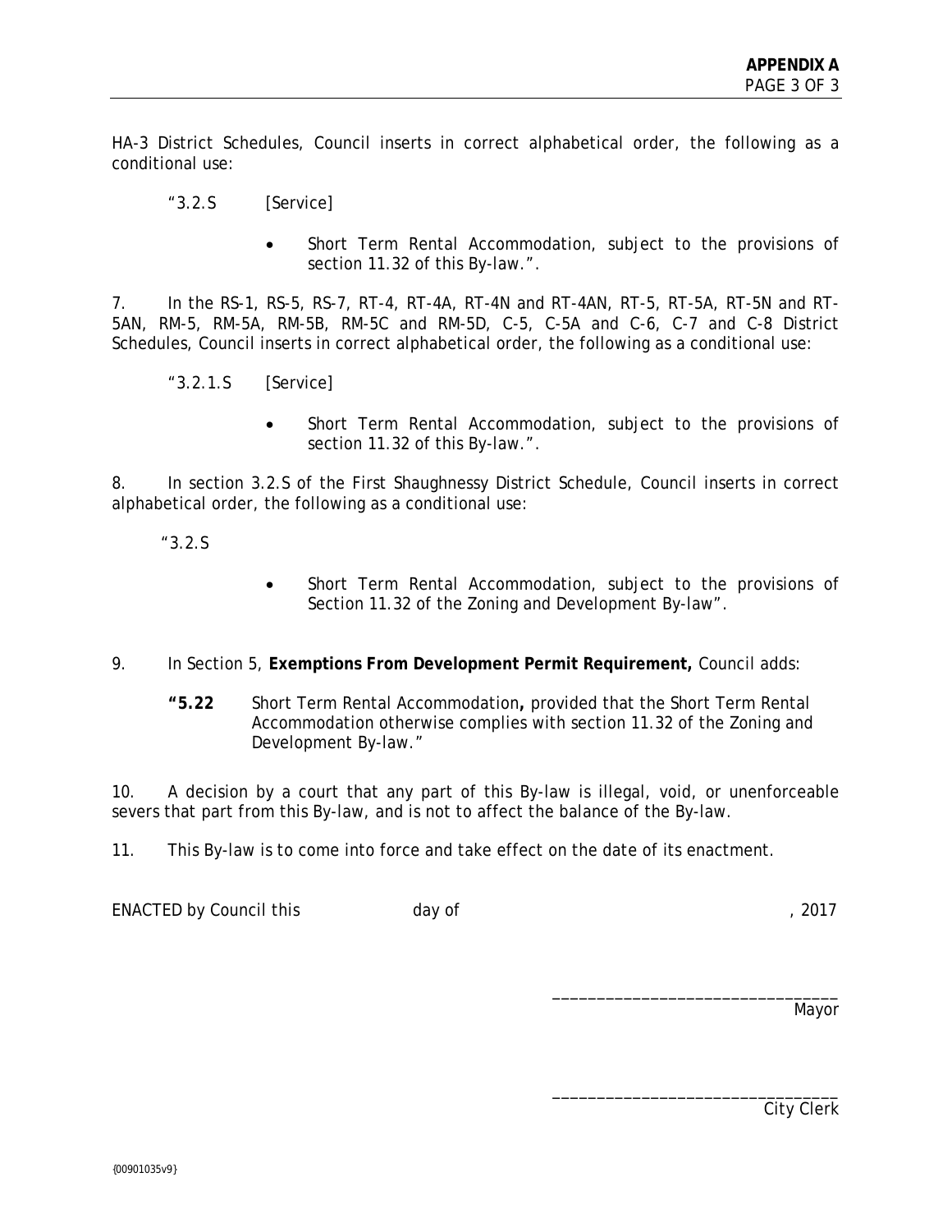HA-3 District Schedules, Council inserts in correct alphabetical order, the following as a conditional use:

"3.2.S [Service]

- Short Term Rental Accommodation, subject to the provisions of section 11.32 of this By-law.".

7. In the RS-1, RS-5, RS-7, RT-4, RT-4A, RT-4N and RT-4AN, RT-5, RT-5A, RT-5N and RT-5AN, RM-5, RM-5A, RM-5B, RM-5C and RM-5D, C-5, C-5A and C-6, C-7 and C-8 District Schedules, Council inserts in correct alphabetical order, the following as a conditional use:

"3.2.1.S [Service]

- Short Term Rental Accommodation, subject to the provisions of section 11.32 of this By-law.".

8. In section 3.2.S of the First Shaughnessy District Schedule, Council inserts in correct alphabetical order, the following as a conditional use:

"3.2.S

- Short Term Rental Accommodation, subject to the provisions of Section 11.32 of the Zoning and Development By-law".

9. In Section 5, **Exemptions From Development Permit Requirement,** Council adds:

**"5.22** Short Term Rental Accommodation**,** provided that the Short Term Rental Accommodation otherwise complies with section 11.32 of the Zoning and Development By-law."

10. A decision by a court that any part of this By-law is illegal, void, or unenforceable severs that part from this By-law, and is not to affect the balance of the By-law.

11. This By-law is to come into force and take effect on the date of its enactment.

ENACTED by Council this day of , 2017

_______________________________
Mayor

_______________________________
City Clerk

{00901035v9}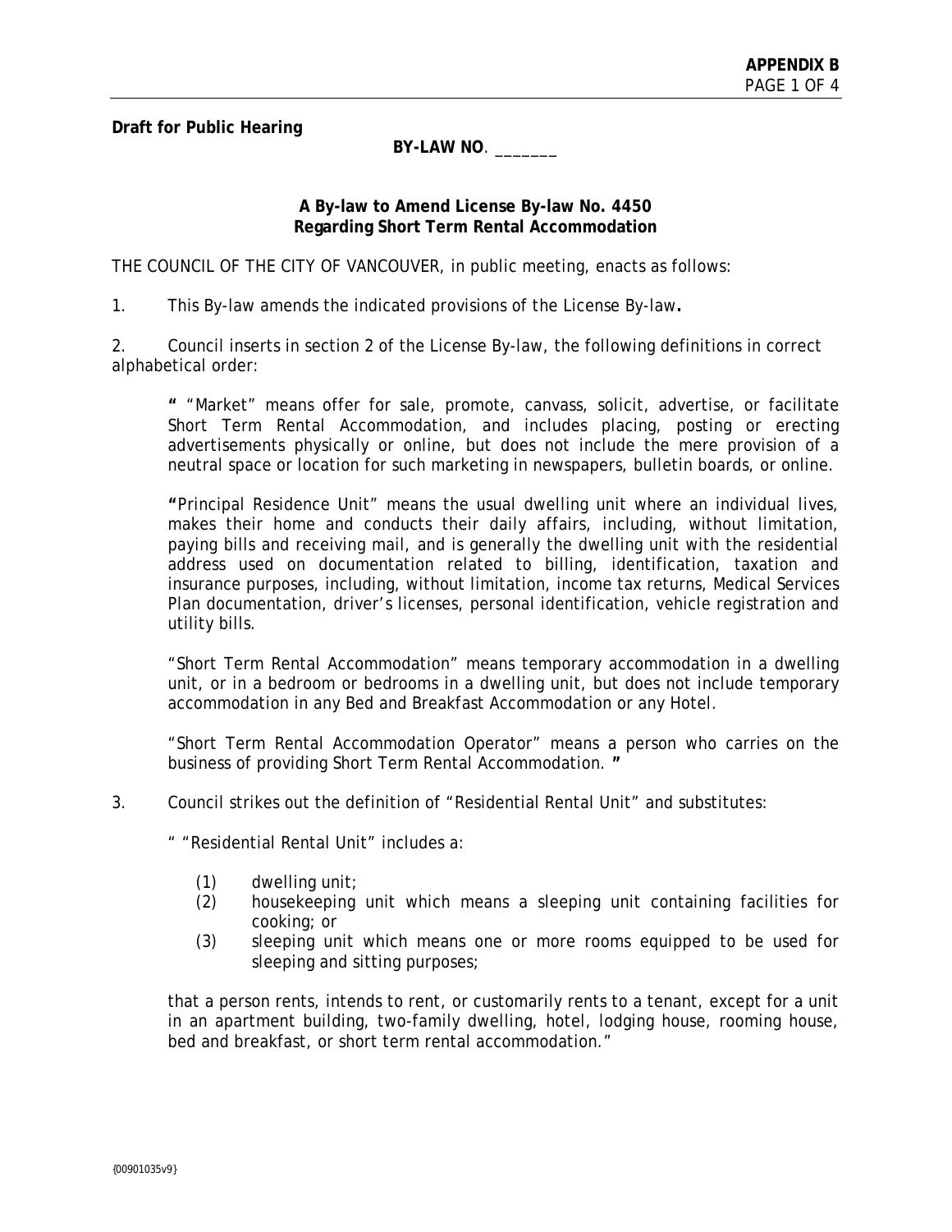**Draft for Public Hearing**

**BY-LAW NO**. _______

**A By-law to Amend License By-law No. 4450**
**Regarding Short Term Rental Accommodation**

THE COUNCIL OF THE CITY OF VANCOUVER, in public meeting, enacts as follows:

1. This By-law amends the indicated provisions of the License By-law**.**

2. Council inserts in section 2 of the License By-law, the following definitions in correct alphabetical order:

> **"** "Market" means offer for sale, promote, canvass, solicit, advertise, or facilitate Short Term Rental Accommodation, and includes placing, posting or erecting advertisements physically or online, but does not include the mere provision of a neutral space or location for such marketing in newspapers, bulletin boards, or online.
>
> **"**Principal Residence Unit" means the usual dwelling unit where an individual lives, makes their home and conducts their daily affairs, including, without limitation, paying bills and receiving mail, and is generally the dwelling unit with the residential address used on documentation related to billing, identification, taxation and insurance purposes, including, without limitation, income tax returns, Medical Services Plan documentation, driver's licenses, personal identification, vehicle registration and utility bills.
>
> "Short Term Rental Accommodation" means temporary accommodation in a dwelling unit, or in a bedroom or bedrooms in a dwelling unit, but does not include temporary accommodation in any Bed and Breakfast Accommodation or any Hotel.
>
> "Short Term Rental Accommodation Operator" means a person who carries on the business of providing Short Term Rental Accommodation. **"**

3. Council strikes out the definition of "Residential Rental Unit" and substitutes:

> " "Residential Rental Unit" includes a:
>
> (1) dwelling unit;
> (2) housekeeping unit which means a sleeping unit containing facilities for cooking; or
> (3) sleeping unit which means one or more rooms equipped to be used for sleeping and sitting purposes;
>
> that a person rents, intends to rent, or customarily rents to a tenant, except for a unit in an apartment building, two-family dwelling, hotel, lodging house, rooming house, bed and breakfast, or short term rental accommodation."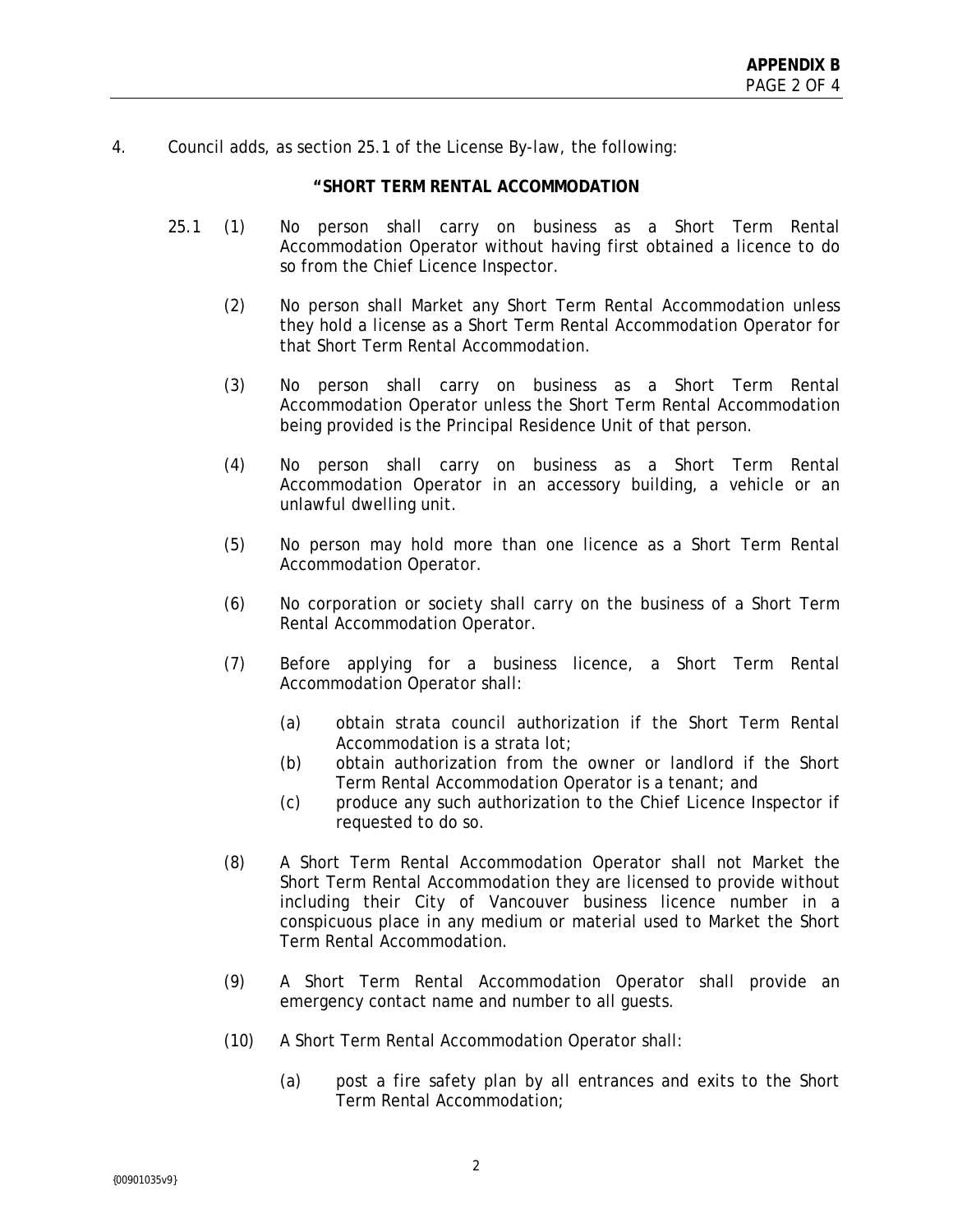4. Council adds, as section 25.1 of the License By-law, the following:

**"SHORT TERM RENTAL ACCOMMODATION**

25.1 (1) No person shall carry on business as a Short Term Rental Accommodation Operator without having first obtained a licence to do so from the Chief Licence Inspector.

(2) No person shall Market any Short Term Rental Accommodation unless they hold a license as a Short Term Rental Accommodation Operator for that Short Term Rental Accommodation.

(3) No person shall carry on business as a Short Term Rental Accommodation Operator unless the Short Term Rental Accommodation being provided is the Principal Residence Unit of that person.

(4) No person shall carry on business as a Short Term Rental Accommodation Operator in an accessory building, a vehicle or an unlawful dwelling unit.

(5) No person may hold more than one licence as a Short Term Rental Accommodation Operator.

(6) No corporation or society shall carry on the business of a Short Term Rental Accommodation Operator.

(7) Before applying for a business licence, a Short Term Rental Accommodation Operator shall:

(a) obtain strata council authorization if the Short Term Rental Accommodation is a strata lot;
(b) obtain authorization from the owner or landlord if the Short Term Rental Accommodation Operator is a tenant; and
(c) produce any such authorization to the Chief Licence Inspector if requested to do so.

(8) A Short Term Rental Accommodation Operator shall not Market the Short Term Rental Accommodation they are licensed to provide without including their City of Vancouver business licence number in a conspicuous place in any medium or material used to Market the Short Term Rental Accommodation.

(9) A Short Term Rental Accommodation Operator shall provide an emergency contact name and number to all guests.

(10) A Short Term Rental Accommodation Operator shall:

(a) post a fire safety plan by all entrances and exits to the Short Term Rental Accommodation;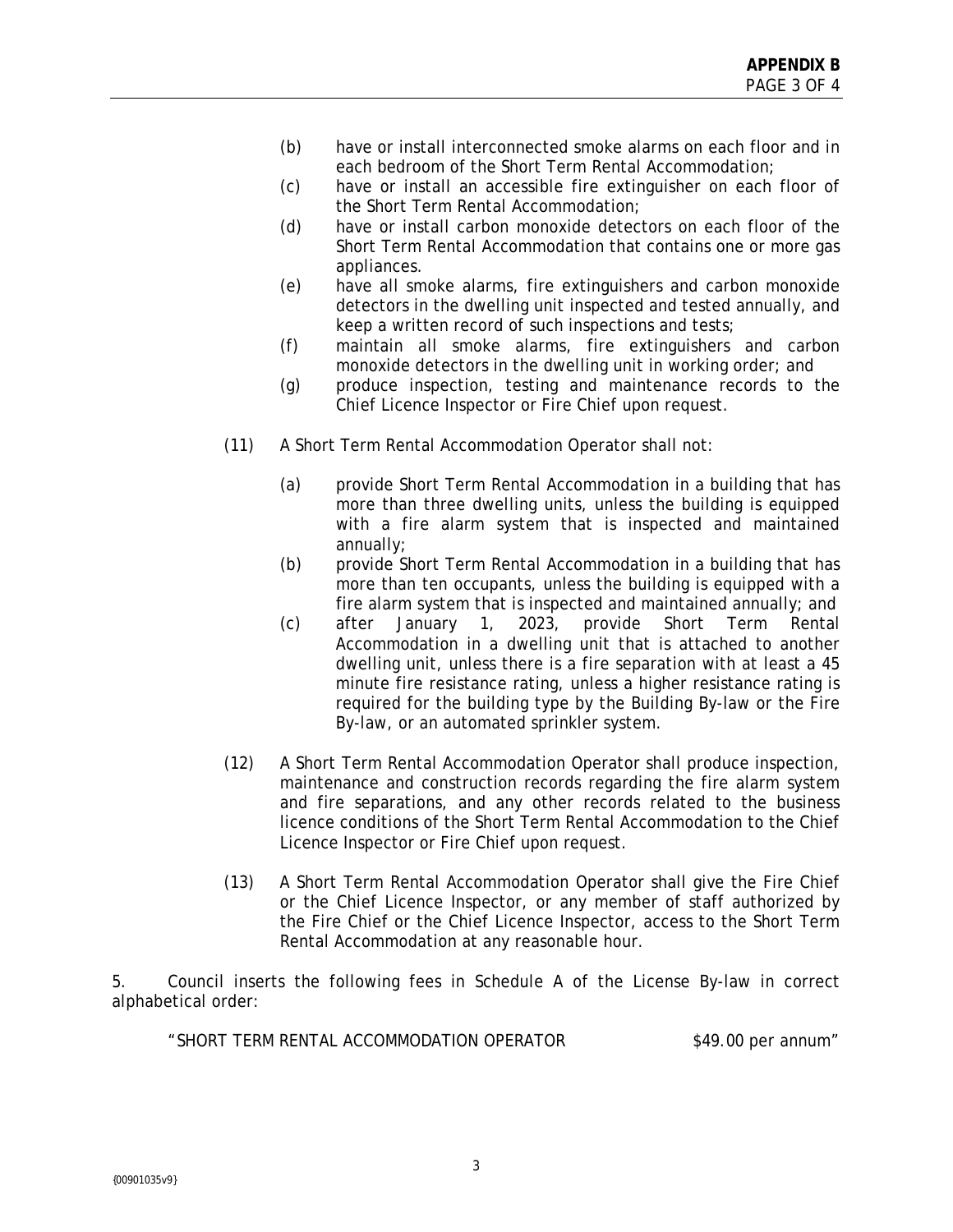(b) have or install interconnected smoke alarms on each floor and in each bedroom of the Short Term Rental Accommodation;

(c) have or install an accessible fire extinguisher on each floor of the Short Term Rental Accommodation;

(d) have or install carbon monoxide detectors on each floor of the Short Term Rental Accommodation that contains one or more gas appliances.

(e) have all smoke alarms, fire extinguishers and carbon monoxide detectors in the dwelling unit inspected and tested annually, and keep a written record of such inspections and tests;

(f) maintain all smoke alarms, fire extinguishers and carbon monoxide detectors in the dwelling unit in working order; and

(g) produce inspection, testing and maintenance records to the Chief Licence Inspector or Fire Chief upon request.

(11) A Short Term Rental Accommodation Operator shall not:

(a) provide Short Term Rental Accommodation in a building that has more than three dwelling units, unless the building is equipped with a fire alarm system that is inspected and maintained annually;

(b) provide Short Term Rental Accommodation in a building that has more than ten occupants, unless the building is equipped with a fire alarm system that is inspected and maintained annually; and

(c) after January 1, 2023, provide Short Term Rental Accommodation in a dwelling unit that is attached to another dwelling unit, unless there is a fire separation with at least a 45 minute fire resistance rating, unless a higher resistance rating is required for the building type by the Building By-law or the Fire By-law, or an automated sprinkler system.

(12) A Short Term Rental Accommodation Operator shall produce inspection, maintenance and construction records regarding the fire alarm system and fire separations, and any other records related to the business licence conditions of the Short Term Rental Accommodation to the Chief Licence Inspector or Fire Chief upon request.

(13) A Short Term Rental Accommodation Operator shall give the Fire Chief or the Chief Licence Inspector, or any member of staff authorized by the Fire Chief or the Chief Licence Inspector, access to the Short Term Rental Accommodation at any reasonable hour.

5. Council inserts the following fees in Schedule A of the License By-law in correct alphabetical order:

"SHORT TERM RENTAL ACCOMMODATION OPERATOR $49.00 per annum"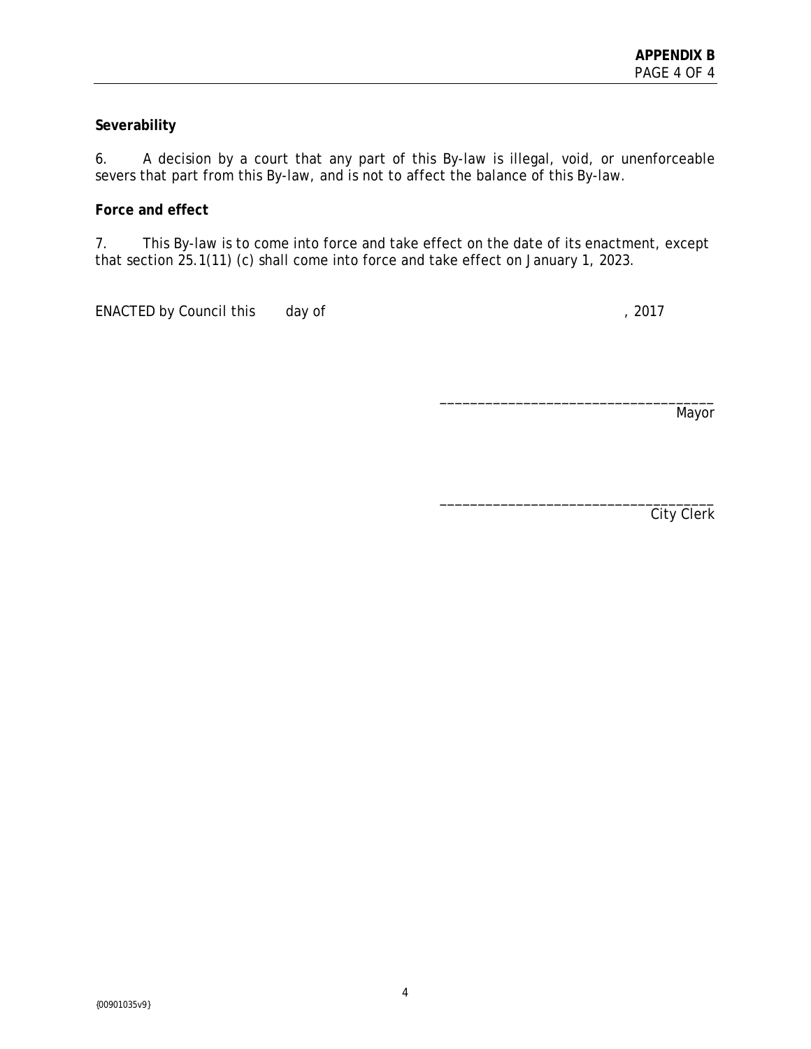**Severability**

6. A decision by a court that any part of this By-law is illegal, void, or unenforceable severs that part from this By-law, and is not to affect the balance of this By-law.

**Force and effect**

7. This By-law is to come into force and take effect on the date of its enactment, except that section 25.1(11) (c) shall come into force and take effect on January 1, 2023.

ENACTED by Council this day of , 2017

\_\_\_\_\_\_\_\_\_\_\_\_\_\_\_\_\_\_\_\_\_\_\_\_\_\_\_\_\_\_\_\_\_\_\_\_

Mayor

\_\_\_\_\_\_\_\_\_\_\_\_\_\_\_\_\_\_\_\_\_\_\_\_\_\_\_\_\_\_\_\_\_\_\_\_

City Clerk

{00901035v9}